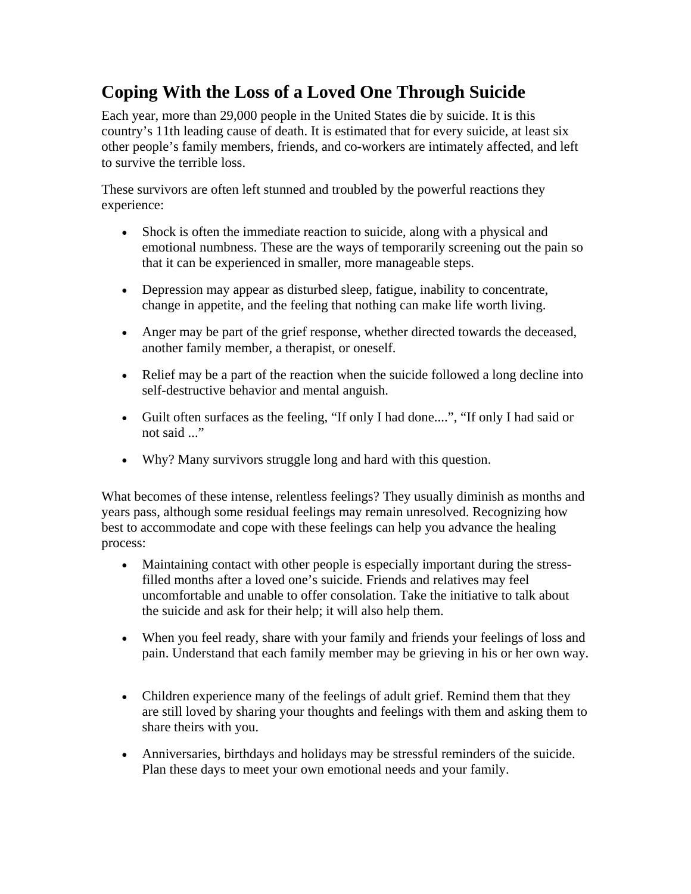# Coping With the Loss of a Loved One Through Suicide

Each year, more than 29,000 people in the United States die by suicide. It is this country's 11th leading cause of death. It is estimated that for every suicide, at least six other people's family members, friends, and co-workers are intimately affected, and left to survive the terrible loss.

These survivors are often left stunned and troubled by the powerful reactions they experience:

- Shock is often the immediate reaction to suicide, along with a physical and emotional numbness. These are the ways of temporarily screening out the pain so that it can be experienced in smaller, more manageable steps.
- Depression may appear as disturbed sleep, fatigue, inability to concentrate, change in appetite, and the feeling that nothing can make life worth living.
- Anger may be part of the grief response, whether directed towards the deceased, another family member, a therapist, or oneself.
- Relief may be a part of the reaction when the suicide followed a long decline into self-destructive behavior and mental anguish.
- Guilt often surfaces as the feeling, "If only I had done....", "If only I had said or not said ..."
- Why? Many survivors struggle long and hard with this question.

What becomes of these intense, relentless feelings? They usually diminish as months and years pass, although some residual feelings may remain unresolved. Recognizing how best to accommodate and cope with these feelings can help you advance the healing process:

- Maintaining contact with other people is especially important during the stress-filled months after a loved one's suicide. Friends and relatives may feel uncomfortable and unable to offer consolation. Take the initiative to talk about the suicide and ask for their help; it will also help them.
- When you feel ready, share with your family and friends your feelings of loss and pain. Understand that each family member may be grieving in his or her own way.
- Children experience many of the feelings of adult grief. Remind them that they are still loved by sharing your thoughts and feelings with them and asking them to share theirs with you.
- Anniversaries, birthdays and holidays may be stressful reminders of the suicide. Plan these days to meet your own emotional needs and your family.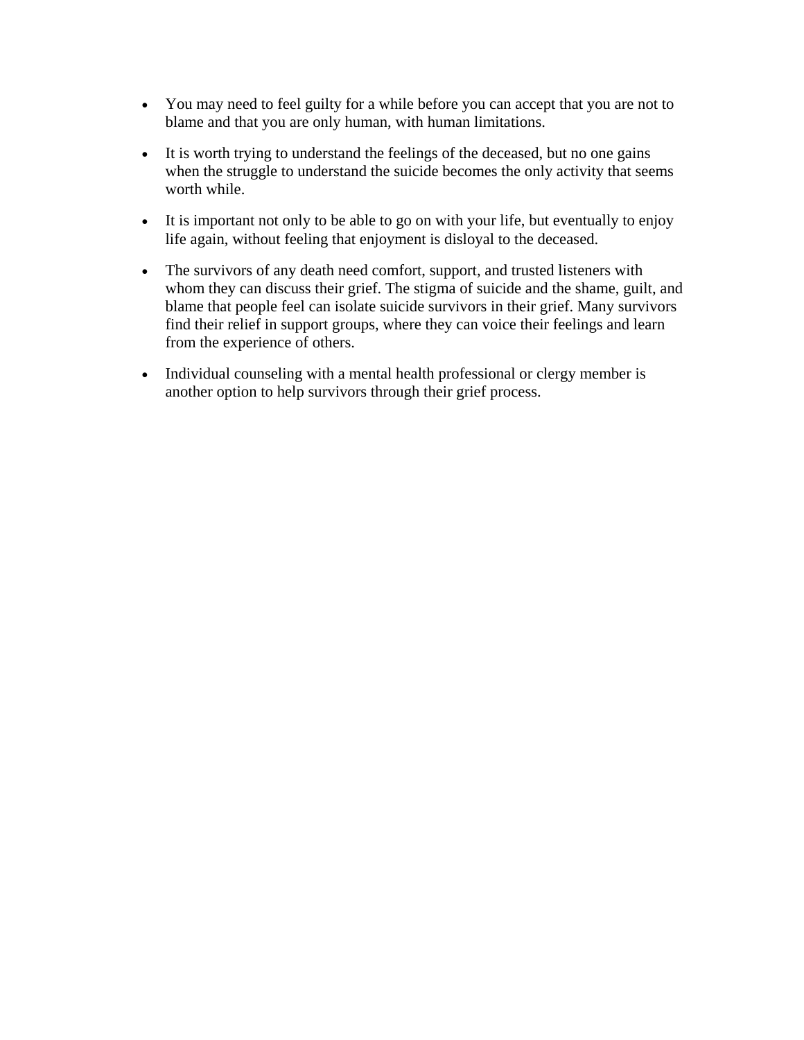- You may need to feel guilty for a while before you can accept that you are not to blame and that you are only human, with human limitations.
- It is worth trying to understand the feelings of the deceased, but no one gains when the struggle to understand the suicide becomes the only activity that seems worth while.
- It is important not only to be able to go on with your life, but eventually to enjoy life again, without feeling that enjoyment is disloyal to the deceased.
- The survivors of any death need comfort, support, and trusted listeners with whom they can discuss their grief. The stigma of suicide and the shame, guilt, and blame that people feel can isolate suicide survivors in their grief. Many survivors find their relief in support groups, where they can voice their feelings and learn from the experience of others.
- Individual counseling with a mental health professional or clergy member is another option to help survivors through their grief process.